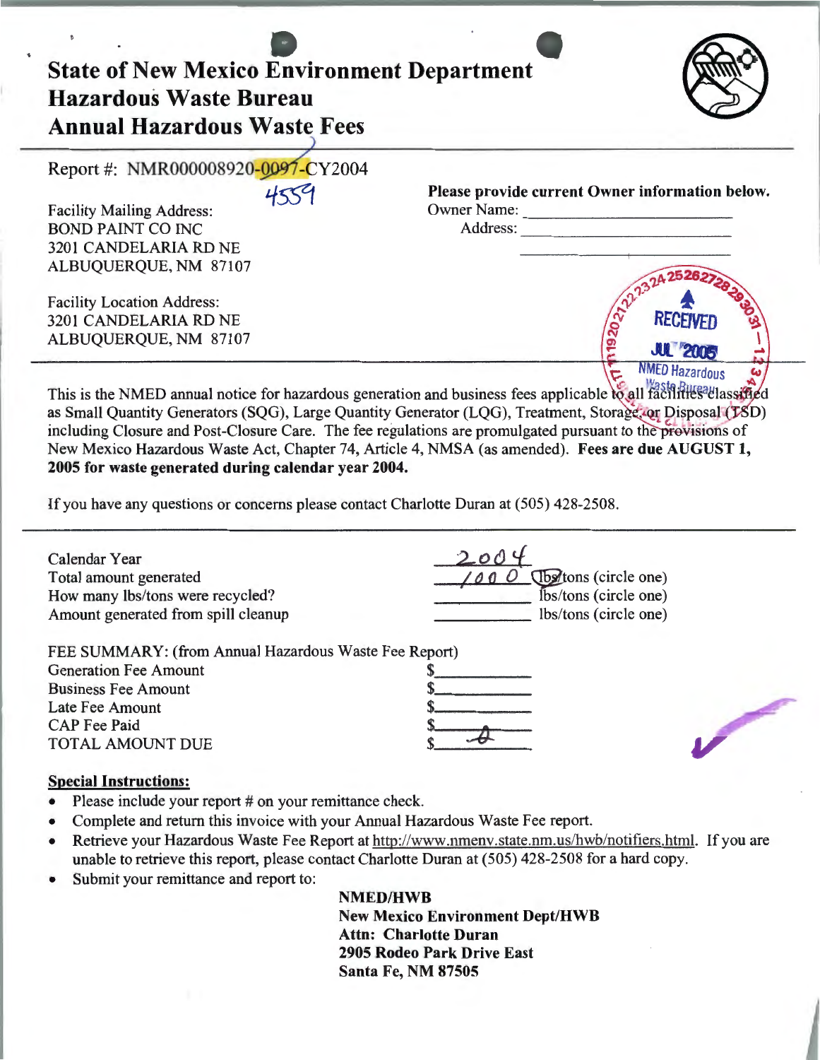# State of New Mexico Environment Department
# Hazardous Waste Bureau
# Annual Hazardous Waste Fees

Report #: NMR000008920-0097-CY2004

4559

Facility Mailing Address:
BOND PAINT CO INC
3201 CANDELARIA RD NE
ALBUQUERQUE, NM 87107

Facility Location Address:
3201 CANDELARIA RD NE
ALBUQUERQUE, NM 87107

**Please provide current Owner information below.**
Owner Name: ______________________
Address: ______________________
______________________

RECEIVED
JUL 2005
NMED Hazardous Waste Bureau

This is the NMED annual notice for hazardous generation and business fees applicable to all facilities classified as Small Quantity Generators (SQG), Large Quantity Generator (LQG), Treatment, Storage, or Disposal (TSD) including Closure and Post-Closure Care. The fee regulations are promulgated pursuant to the provisions of New Mexico Hazardous Waste Act, Chapter 74, Article 4, NMSA (as amended). **Fees are due AUGUST 1, 2005 for waste generated during calendar year 2004.**

If you have any questions or concerns please contact Charlotte Duran at (505) 428-2508.

| | | |
|---|---|---|
| Calendar Year | 2004 | |
| Total amount generated | 1000 | lbs/tons (circle one) — lbs circled |
| How many lbs/tons were recycled? | ________ | lbs/tons (circle one) |
| Amount generated from spill cleanup | ________ | lbs/tons (circle one) |

FEE SUMMARY: (from Annual Hazardous Waste Fee Report)

| | |
|---|---|
| Generation Fee Amount | $________ |
| Business Fee Amount | $________ |
| Late Fee Amount | $________ |
| CAP Fee Paid | $________ |
| TOTAL AMOUNT DUE | $ 0 |

## Special Instructions:

- Please include your report # on your remittance check.
- Complete and return this invoice with your Annual Hazardous Waste Fee report.
- Retrieve your Hazardous Waste Fee Report at http://www.nmenv.state.nm.us/hwb/notifiers.html. If you are unable to retrieve this report, please contact Charlotte Duran at (505) 428-2508 for a hard copy.
- Submit your remittance and report to:

**NMED/HWB**
**New Mexico Environment Dept/HWB**
**Attn: Charlotte Duran**
**2905 Rodeo Park Drive East**
**Santa Fe, NM 87505**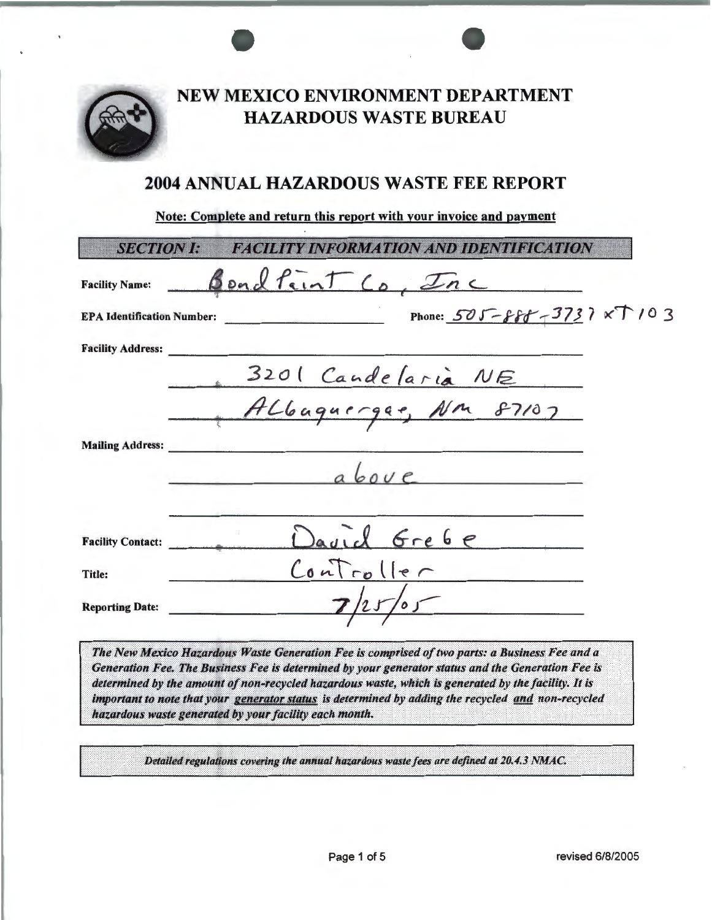# NEW MEXICO ENVIRONMENT DEPARTMENT
# HAZARDOUS WASTE BUREAU

## 2004 ANNUAL HAZARDOUS WASTE FEE REPORT

**Note: Complete and return this report with your invoice and payment**

### *SECTION I: FACILITY INFORMATION AND IDENTIFICATION*

**Facility Name:** Bond Paint Co, Inc

**EPA Identification Number:** ______________ **Phone:** 505-888-3737 xT 103

**Facility Address:**
3201 Candelaria NE
Albuquerque, NM 87107

**Mailing Address:**
above

**Facility Contact:** David Grebe

**Title:** Controller

**Reporting Date:** 7/25/05

***The New Mexico Hazardous Waste Generation Fee is comprised of two parts: a Business Fee and a Generation Fee. The Business Fee is determined by your generator status and the Generation Fee is determined by the amount of non-recycled hazardous waste, which is generated by the facility. It is important to note that your generator status is determined by adding the recycled and non-recycled hazardous waste generated by your facility each month.***

***Detailed regulations covering the annual hazardous waste fees are defined at 20.4.3 NMAC.***

revised 6/8/2005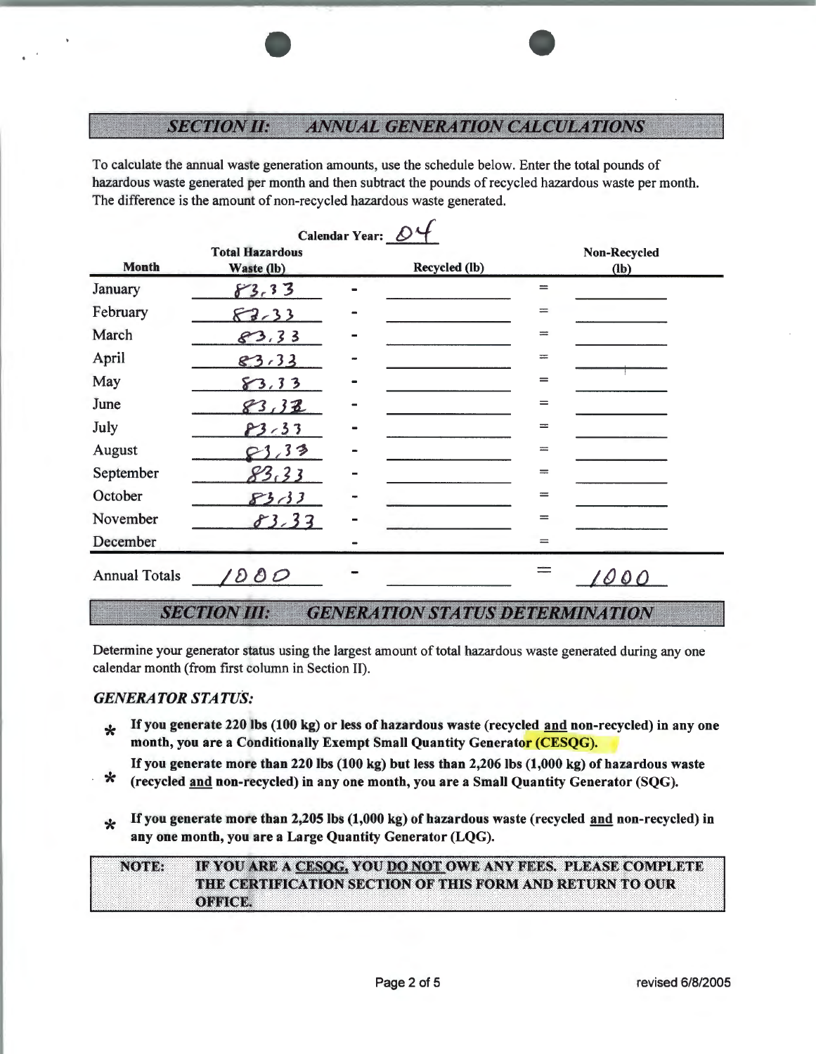## *SECTION II: ANNUAL GENERATION CALCULATIONS*

To calculate the annual waste generation amounts, use the schedule below. Enter the total pounds of hazardous waste generated per month and then subtract the pounds of recycled hazardous waste per month. The difference is the amount of non-recycled hazardous waste generated.

**Calendar Year:** 04

| **Month** | **Total Hazardous Waste (lb)** | | **Recycled (lb)** | | **Non-Recycled (lb)** |
|---|---|---|---|---|---|
| January | 83.33 | - | | = | |
| February | 83.33 | - | | = | |
| March | 83.33 | - | | = | |
| April | 83.33 | - | | = | |
| May | 83.33 | - | | = | |
| June | 83.33 | - | | = | |
| July | 83.33 | - | | = | |
| August | 83.33 | - | | = | |
| September | 83.33 | - | | = | |
| October | 83.33 | - | | = | |
| November | 83.33 | - | | = | |
| December | | - | | = | |
| Annual Totals | 1000 | - | | = | 1000 |

## *SECTION III: GENERATION STATUS DETERMINATION*

Determine your generator status using the largest amount of total hazardous waste generated during any one calendar month (from first column in Section II).

***GENERATOR STATUS:***

* **If you generate 220 lbs (100 kg) or less of hazardous waste (recycled and non-recycled) in any one month, you are a Conditionally Exempt Small Quantity Generator (CESQG).**
* **If you generate more than 220 lbs (100 kg) but less than 2,206 lbs (1,000 kg) of hazardous waste (recycled and non-recycled) in any one month, you are a Small Quantity Generator (SQG).**
* **If you generate more than 2,205 lbs (1,000 kg) of hazardous waste (recycled and non-recycled) in any one month, you are a Large Quantity Generator (LQG).**

**NOTE: IF YOU ARE A CESQG, YOU DO NOT OWE ANY FEES. PLEASE COMPLETE THE CERTIFICATION SECTION OF THIS FORM AND RETURN TO OUR OFFICE.**

revised 6/8/2005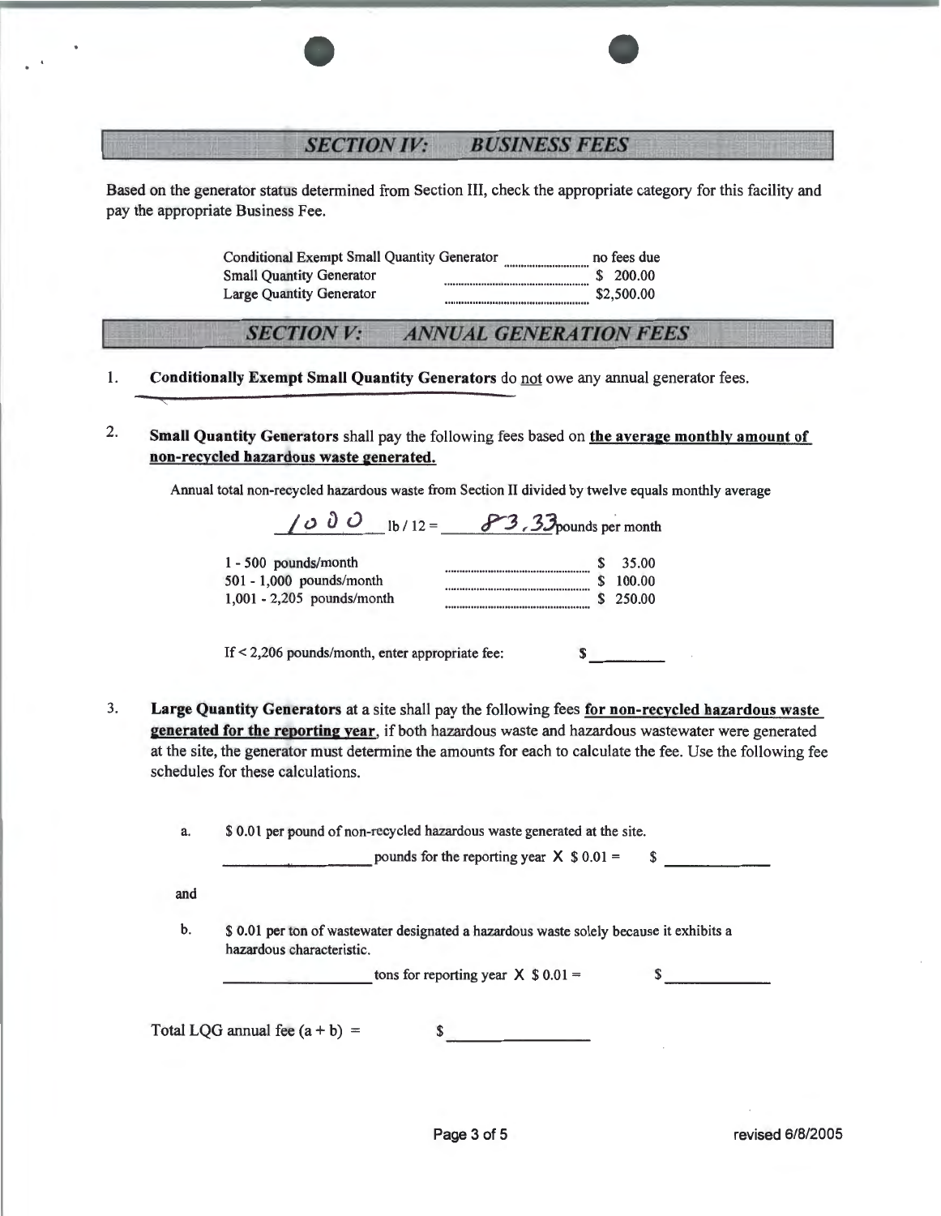## SECTION IV: BUSINESS FEES

Based on the generator status determined from Section III, check the appropriate category for this facility and pay the appropriate Business Fee.

| | |
|---|---|
| Conditional Exempt Small Quantity Generator | no fees due |
| Small Quantity Generator | $ 200.00 |
| Large Quantity Generator | $2,500.00 |

## SECTION V: ANNUAL GENERATION FEES

1. **Conditionally Exempt Small Quantity Generators** do not owe any annual generator fees.

2. **Small Quantity Generators** shall pay the following fees based on **the average monthly amount of non-recycled hazardous waste generated.**

   Annual total non-recycled hazardous waste from Section II divided by twelve equals monthly average

   1000 lb / 12 = 83.33 pounds per month

   | | |
   |---|---|
   | 1 - 500 pounds/month | $ 35.00 |
   | 501 - 1,000 pounds/month | $ 100.00 |
   | 1,001 - 2,205 pounds/month | $ 250.00 |

   If < 2,206 pounds/month, enter appropriate fee: $ ________

3. **Large Quantity Generators** at a site shall pay the following fees **for non-recycled hazardous waste generated for the reporting year**, if both hazardous waste and hazardous wastewater were generated at the site, the generator must determine the amounts for each to calculate the fee. Use the following fee schedules for these calculations.

   a. $ 0.01 per pound of non-recycled hazardous waste generated at the site.

   ________ pounds for the reporting year X $ 0.01 = $ ________

   and

   b. $ 0.01 per ton of wastewater designated a hazardous waste solely because it exhibits a hazardous characteristic.

   ________ tons for reporting year X $ 0.01 = $ ________

Total LQG annual fee (a + b) = $ ________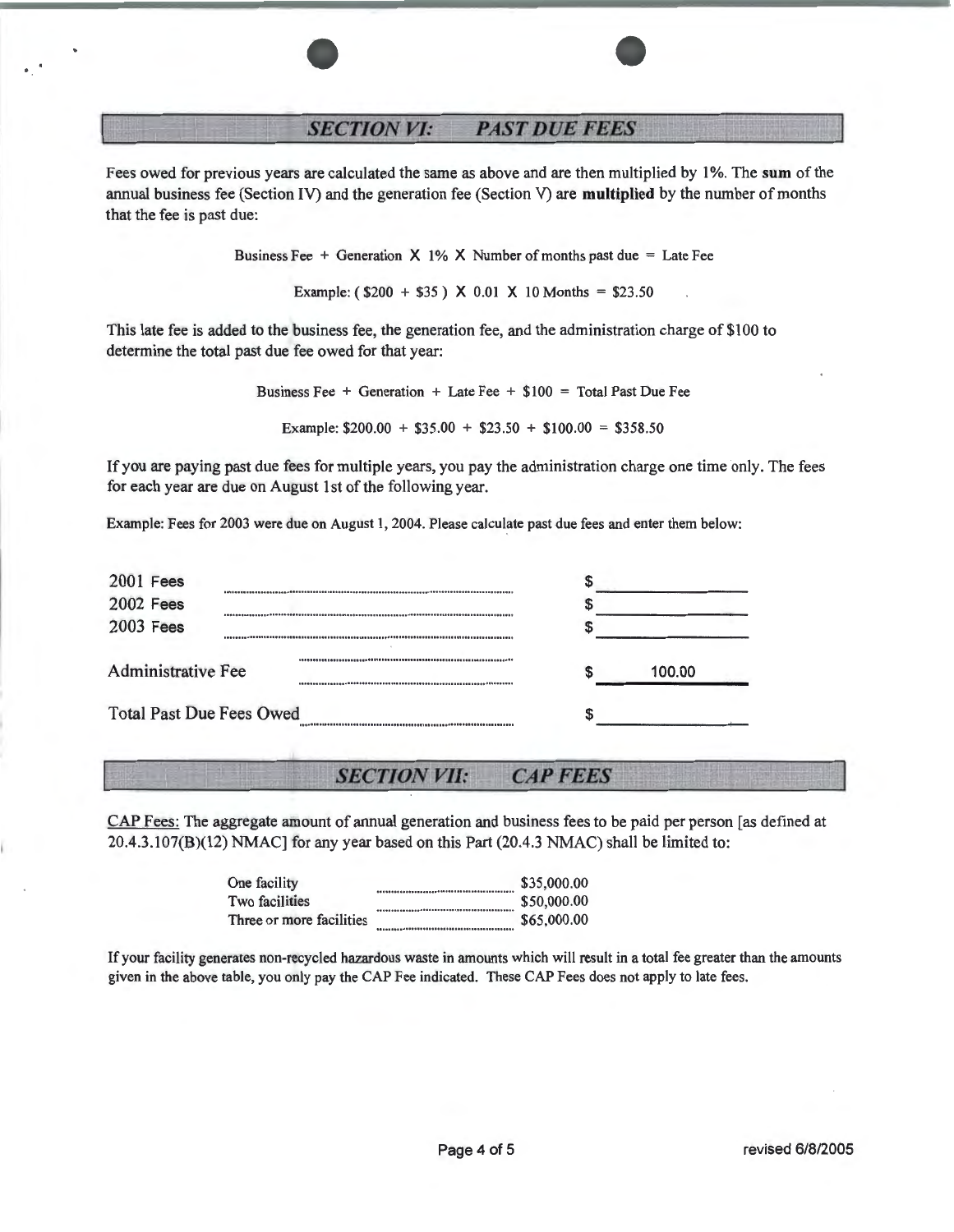## SECTION VI: PAST DUE FEES

Fees owed for previous years are calculated the same as above and are then multiplied by 1%. The **sum** of the annual business fee (Section IV) and the generation fee (Section V) are **multiplied** by the number of months that the fee is past due:

Business Fee + Generation X 1% X Number of months past due = Late Fee

Example: ( $200 + $35 ) X 0.01 X 10 Months = $23.50

This late fee is added to the business fee, the generation fee, and the administration charge of $100 to determine the total past due fee owed for that year:

Business Fee + Generation + Late Fee + $100 = Total Past Due Fee

Example: $200.00 + $35.00 + $23.50 + $100.00 = $358.50

If you are paying past due fees for multiple years, you pay the administration charge one time only. The fees for each year are due on August 1st of the following year.

Example: Fees for 2003 were due on August 1, 2004. Please calculate past due fees and enter them below:

| | |
|---|---|
| 2001 Fees | $ |
| 2002 Fees | $ |
| 2003 Fees | $ |
| Administrative Fee | $ 100.00 |
| Total Past Due Fees Owed | $ |

## SECTION VII: CAP FEES

CAP Fees: The aggregate amount of annual generation and business fees to be paid per person [as defined at 20.4.3.107(B)(12) NMAC] for any year based on this Part (20.4.3 NMAC) shall be limited to:

| | |
|---|---|
| One facility | $35,000.00 |
| Two facilities | $50,000.00 |
| Three or more facilities | $65,000.00 |

If your facility generates non-recycled hazardous waste in amounts which will result in a total fee greater than the amounts given in the above table, you only pay the CAP Fee indicated. These CAP Fees does not apply to late fees.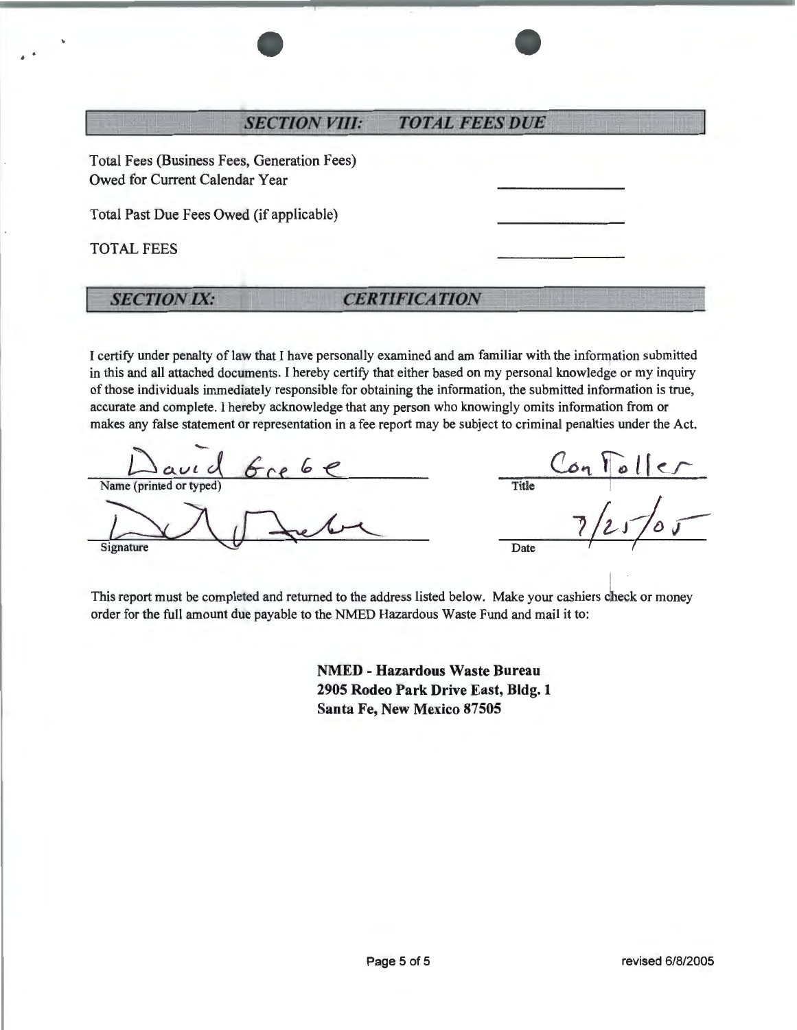## SECTION VIII: TOTAL FEES DUE

Total Fees (Business Fees, Generation Fees) Owed for Current Calendar Year \_\_\_\_\_\_\_\_\_\_\_\_

Total Past Due Fees Owed (if applicable) \_\_\_\_\_\_\_\_\_\_\_\_

TOTAL FEES \_\_\_\_\_\_\_\_\_\_\_\_

## SECTION IX: CERTIFICATION

I certify under penalty of law that I have personally examined and am familiar with the information submitted in this and all attached documents. I hereby certify that either based on my personal knowledge or my inquiry of those individuals immediately responsible for obtaining the information, the submitted information is true, accurate and complete. I hereby acknowledge that any person who knowingly omits information from or makes any false statement or representation in a fee report may be subject to criminal penalties under the Act.

| | |
|---|---|
| David Grebe | Controller |
| Name (printed or typed) | Title |
| [signature] | 7/25/05 |
| Signature | Date |

This report must be completed and returned to the address listed below. Make your cashiers check or money order for the full amount due payable to the NMED Hazardous Waste Fund and mail it to:

**NMED - Hazardous Waste Bureau**
**2905 Rodeo Park Drive East, Bldg. 1**
**Santa Fe, New Mexico 87505**

revised 6/8/2005